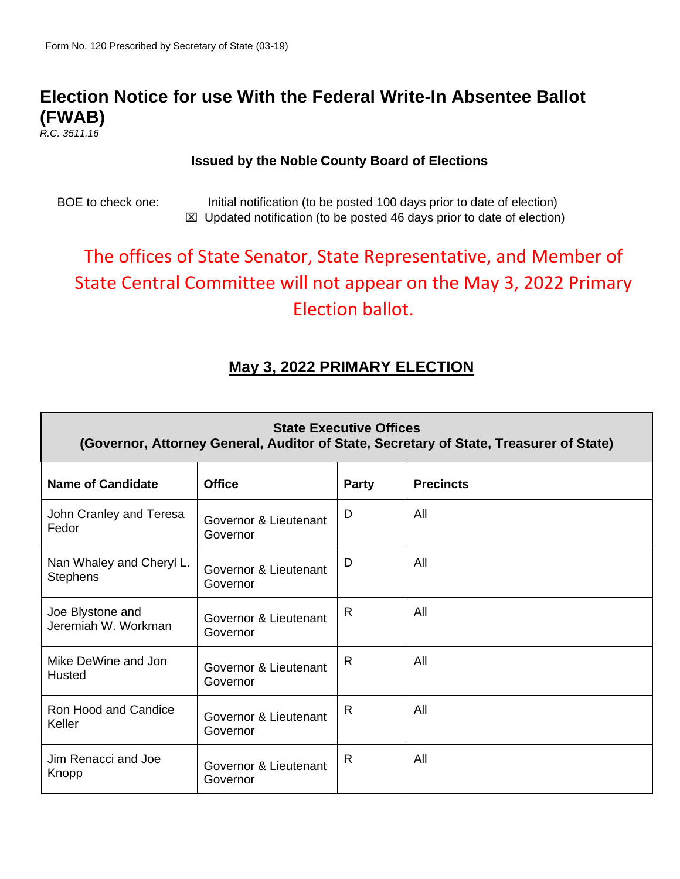Form No. 120 Prescribed by Secretary of State (03-19)

# Election Notice for use With the Federal Write-In Absentee Ballot (FWAB)

*R.C. 3511.16*

**Issued by the Noble County Board of Elections**

BOE to check one:

- ☐ Initial notification (to be posted 100 days prior to date of election)
- ☒ Updated notification (to be posted 46 days prior to date of election)

The offices of State Senator, State Representative, and Member of State Central Committee will not appear on the May 3, 2022 Primary Election ballot.

## May 3, 2022 PRIMARY ELECTION

| **State Executive Offices (Governor, Attorney General, Auditor of State, Secretary of State, Treasurer of State)** | | | |
|---|---|---|---|
| **Name of Candidate** | **Office** | **Party** | **Precincts** |
| John Cranley and Teresa Fedor | Governor & Lieutenant Governor | D | All |
| Nan Whaley and Cheryl L. Stephens | Governor & Lieutenant Governor | D | All |
| Joe Blystone and Jeremiah W. Workman | Governor & Lieutenant Governor | R | All |
| Mike DeWine and Jon Husted | Governor & Lieutenant Governor | R | All |
| Ron Hood and Candice Keller | Governor & Lieutenant Governor | R | All |
| Jim Renacci and Joe Knopp | Governor & Lieutenant Governor | R | All |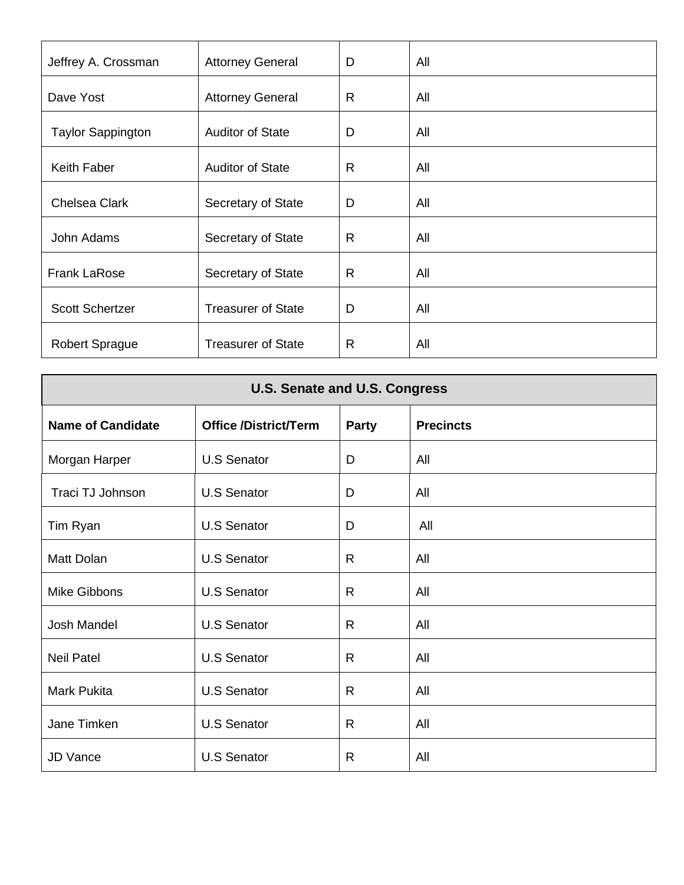| | | | |
|---|---|---|---|
| Jeffrey A. Crossman | Attorney General | D | All |
| Dave Yost | Attorney General | R | All |
| Taylor Sappington | Auditor of State | D | All |
| Keith Faber | Auditor of State | R | All |
| Chelsea Clark | Secretary of State | D | All |
| John Adams | Secretary of State | R | All |
| Frank LaRose | Secretary of State | R | All |
| Scott Schertzer | Treasurer of State | D | All |
| Robert Sprague | Treasurer of State | R | All |

| U.S. Senate and U.S. Congress | | | |
|---|---|---|---|
| **Name of Candidate** | **Office /District/Term** | **Party** | **Precincts** |
| Morgan Harper | U.S Senator | D | All |
| Traci TJ Johnson | U.S Senator | D | All |
| Tim Ryan | U.S Senator | D | All |
| Matt Dolan | U.S Senator | R | All |
| Mike Gibbons | U.S Senator | R | All |
| Josh Mandel | U.S Senator | R | All |
| Neil Patel | U.S Senator | R | All |
| Mark Pukita | U.S Senator | R | All |
| Jane Timken | U.S Senator | R | All |
| JD Vance | U.S Senator | R | All |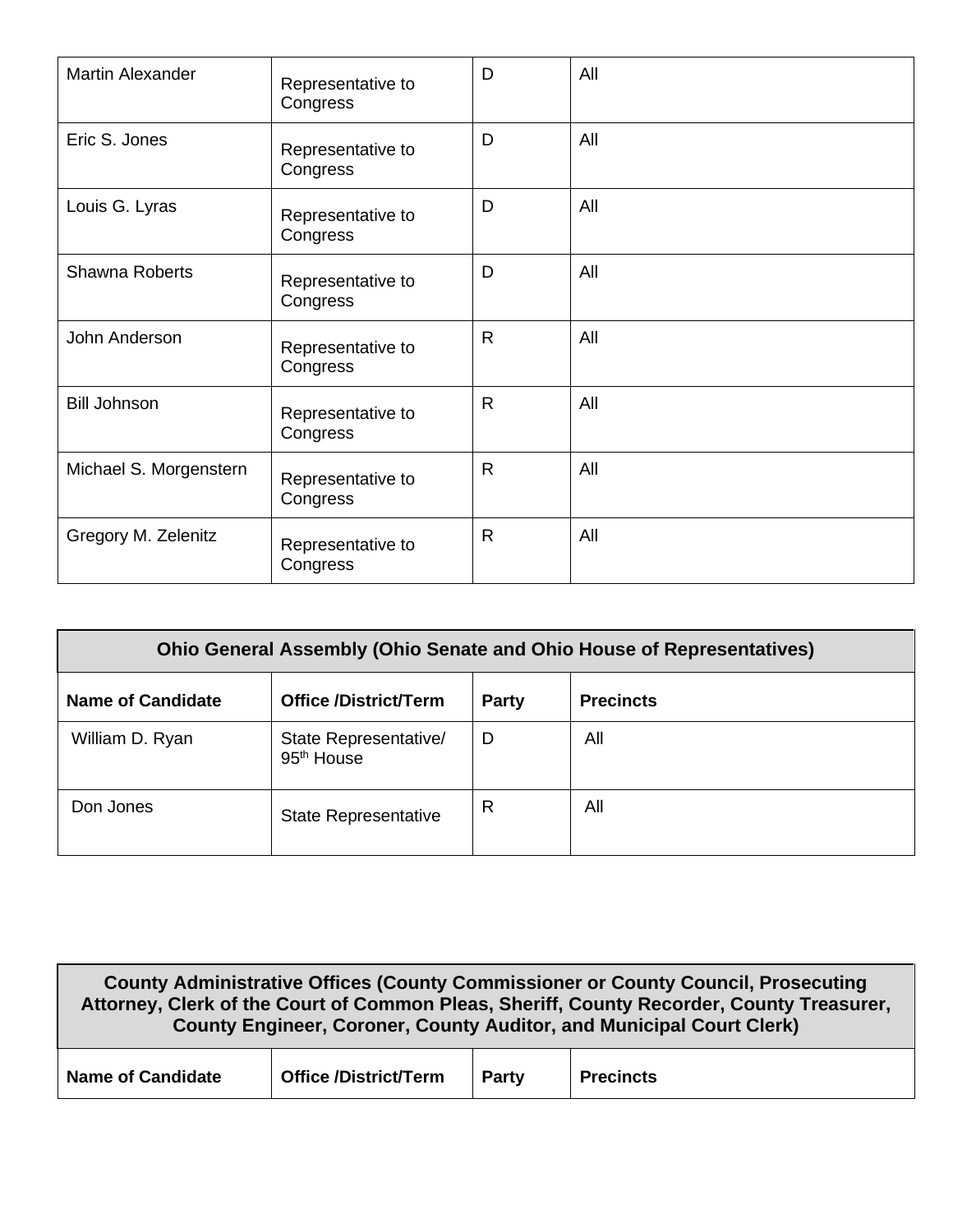| | | | |
|---|---|---|---|
| Martin Alexander | Representative to Congress | D | All |
| Eric S. Jones | Representative to Congress | D | All |
| Louis G. Lyras | Representative to Congress | D | All |
| Shawna Roberts | Representative to Congress | D | All |
| John Anderson | Representative to Congress | R | All |
| Bill Johnson | Representative to Congress | R | All |
| Michael S. Morgenstern | Representative to Congress | R | All |
| Gregory M. Zelenitz | Representative to Congress | R | All |

| Ohio General Assembly (Ohio Senate and Ohio House of Representatives) | | | |
|---|---|---|---|
| **Name of Candidate** | **Office /District/Term** | **Party** | **Precincts** |
| William D. Ryan | State Representative/ 95th House | D | All |
| Don Jones | State Representative | R | All |

| County Administrative Offices (County Commissioner or County Council, Prosecuting Attorney, Clerk of the Court of Common Pleas, Sheriff, County Recorder, County Treasurer, County Engineer, Coroner, County Auditor, and Municipal Court Clerk) | | | |
|---|---|---|---|
| **Name of Candidate** | **Office /District/Term** | **Party** | **Precincts** |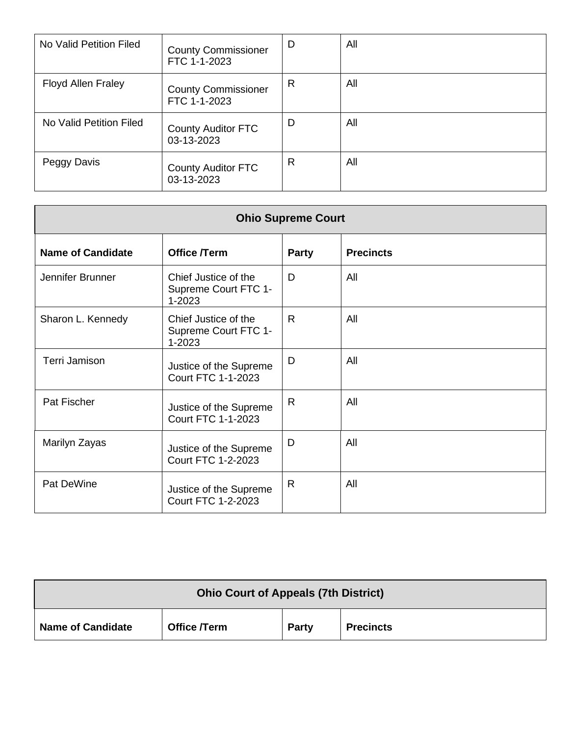| | | | |
|---|---|---|---|
| No Valid Petition Filed | County Commissioner FTC 1-1-2023 | D | All |
| Floyd Allen Fraley | County Commissioner FTC 1-1-2023 | R | All |
| No Valid Petition Filed | County Auditor FTC 03-13-2023 | D | All |
| Peggy Davis | County Auditor FTC 03-13-2023 | R | All |

| Ohio Supreme Court | | | |
|---|---|---|---|
| **Name of Candidate** | **Office /Term** | **Party** | **Precincts** |
| Jennifer Brunner | Chief Justice of the Supreme Court FTC 1-1-2023 | D | All |
| Sharon L. Kennedy | Chief Justice of the Supreme Court FTC 1-1-2023 | R | All |
| Terri Jamison | Justice of the Supreme Court FTC 1-1-2023 | D | All |
| Pat Fischer | Justice of the Supreme Court FTC 1-1-2023 | R | All |
| Marilyn Zayas | Justice of the Supreme Court FTC 1-2-2023 | D | All |
| Pat DeWine | Justice of the Supreme Court FTC 1-2-2023 | R | All |

| Ohio Court of Appeals (7th District) | | | |
|---|---|---|---|
| **Name of Candidate** | **Office /Term** | **Party** | **Precincts** |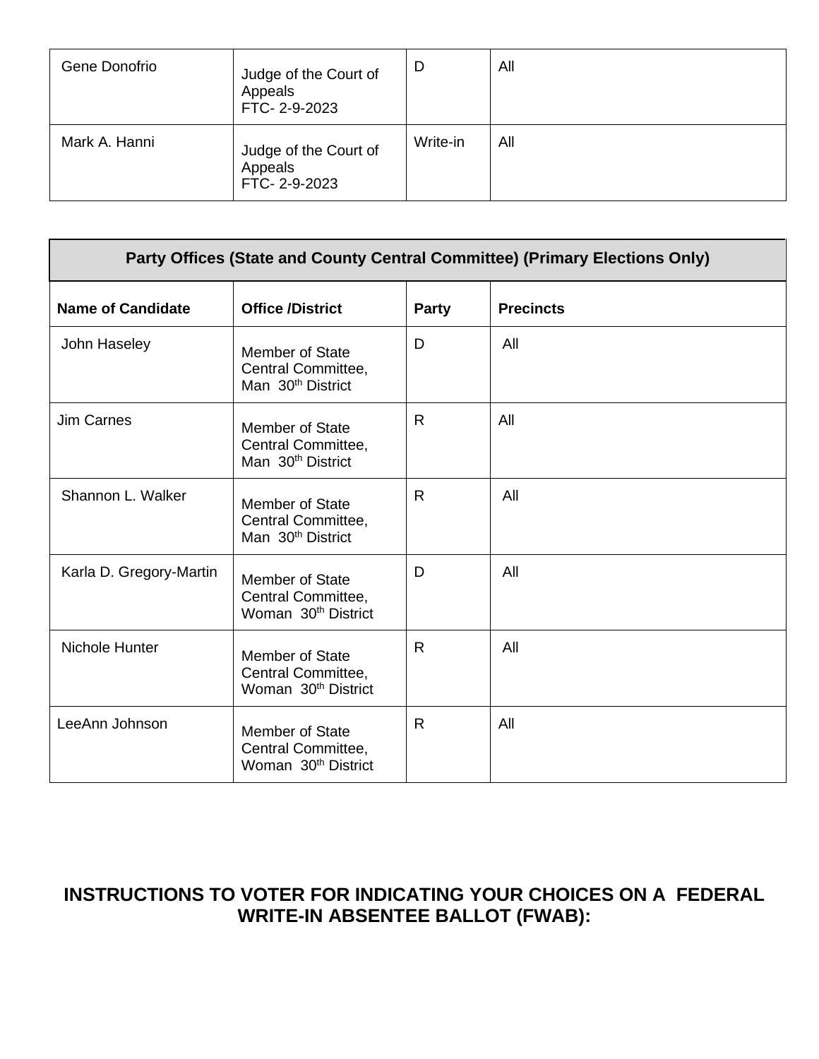| Gene Donofrio | Judge of the Court of Appeals FTC- 2-9-2023 | D | All |
|---|---|---|---|
| Mark A. Hanni | Judge of the Court of Appeals FTC- 2-9-2023 | Write-in | All |

| Party Offices (State and County Central Committee) (Primary Elections Only) | | | |
|---|---|---|---|
| **Name of Candidate** | **Office /District** | **Party** | **Precincts** |
| John Haseley | Member of State Central Committee, Man 30th District | D | All |
| Jim Carnes | Member of State Central Committee, Man 30th District | R | All |
| Shannon L. Walker | Member of State Central Committee, Man 30th District | R | All |
| Karla D. Gregory-Martin | Member of State Central Committee, Woman 30th District | D | All |
| Nichole Hunter | Member of State Central Committee, Woman 30th District | R | All |
| LeeAnn Johnson | Member of State Central Committee, Woman 30th District | R | All |

## INSTRUCTIONS TO VOTER FOR INDICATING YOUR CHOICES ON A FEDERAL WRITE-IN ABSENTEE BALLOT (FWAB):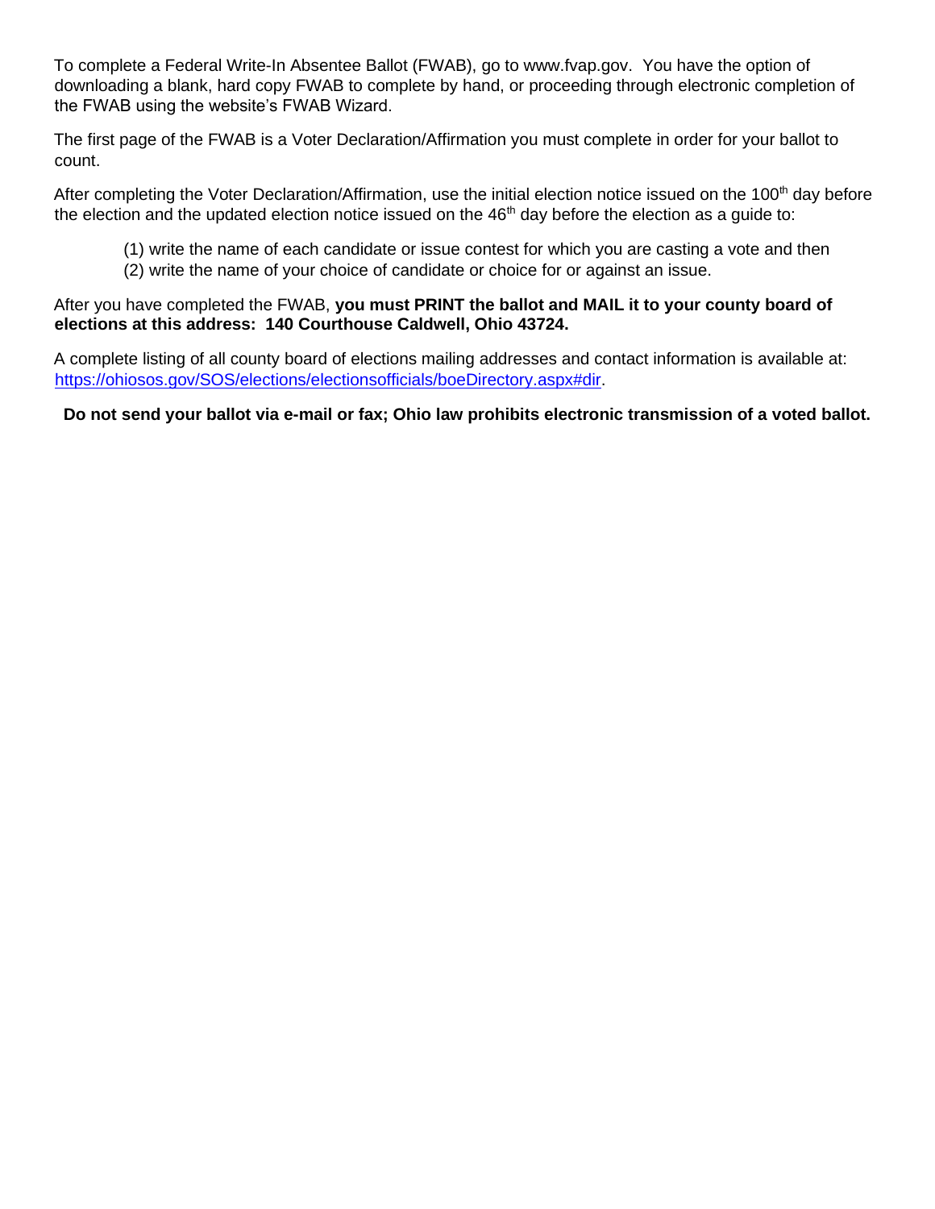To complete a Federal Write-In Absentee Ballot (FWAB), go to www.fvap.gov. You have the option of downloading a blank, hard copy FWAB to complete by hand, or proceeding through electronic completion of the FWAB using the website's FWAB Wizard.

The first page of the FWAB is a Voter Declaration/Affirmation you must complete in order for your ballot to count.

After completing the Voter Declaration/Affirmation, use the initial election notice issued on the 100th day before the election and the updated election notice issued on the 46th day before the election as a guide to:

(1) write the name of each candidate or issue contest for which you are casting a vote and then
(2) write the name of your choice of candidate or choice for or against an issue.

After you have completed the FWAB, **you must PRINT the ballot and MAIL it to your county board of elections at this address: 140 Courthouse Caldwell, Ohio 43724.**

A complete listing of all county board of elections mailing addresses and contact information is available at: https://ohiosos.gov/SOS/elections/electionsofficials/boeDirectory.aspx#dir.

**Do not send your ballot via e-mail or fax; Ohio law prohibits electronic transmission of a voted ballot.**